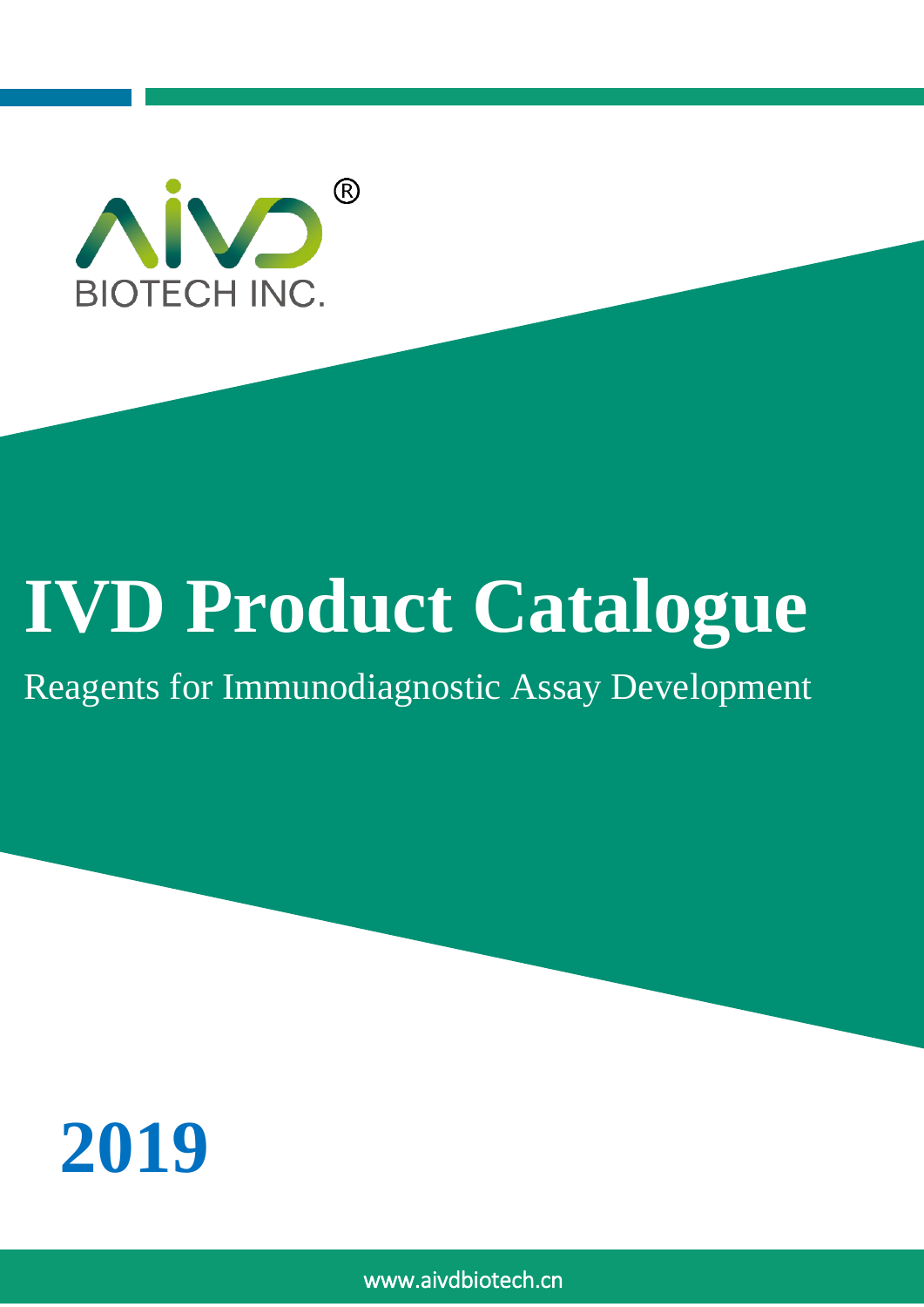AIVD®

BIOTECH INC.

# IVD Product Catalogue

Reagents for Immunodiagnostic Assay Development

**2019**

www.aivdbiotech.cn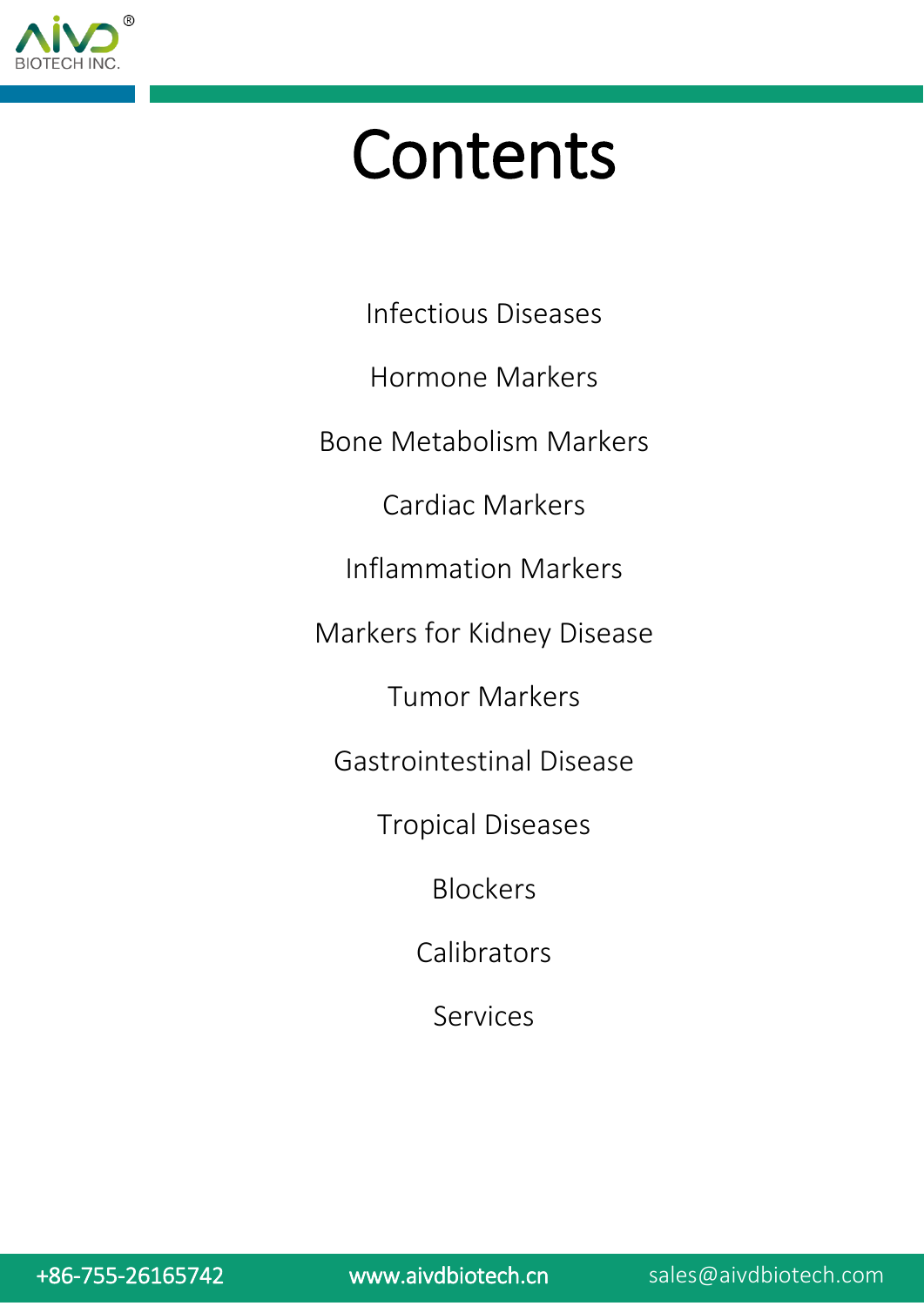# Contents

Infectious Diseases

Hormone Markers

Bone Metabolism Markers

Cardiac Markers

Inflammation Markers

Markers for Kidney Disease

Tumor Markers

Gastrointestinal Disease

Tropical Diseases

Blockers

Calibrators

Services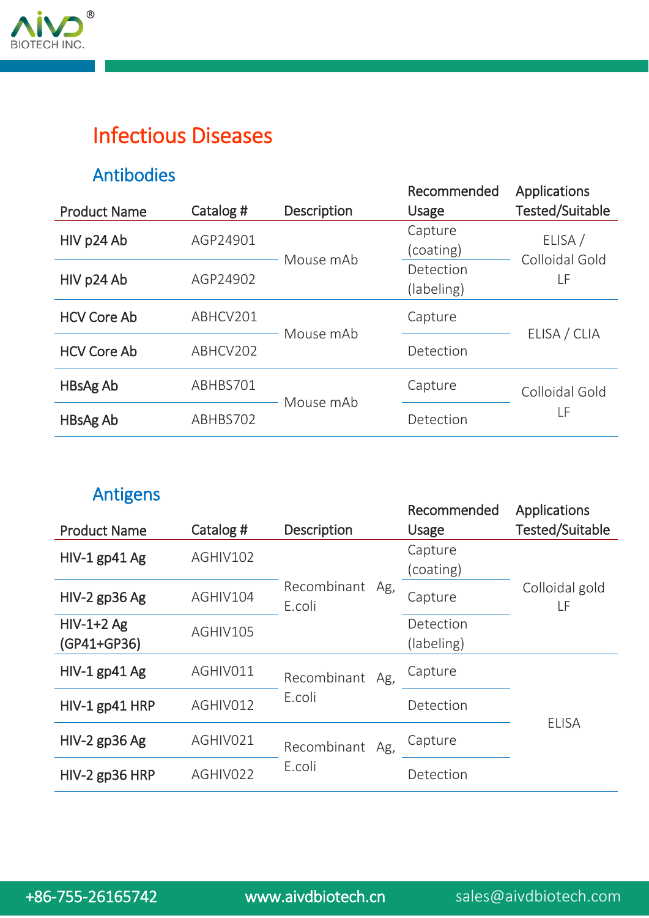# Infectious Diseases

## Antibodies

| Product Name | Catalog # | Description | Recommended Usage | Applications Tested/Suitable |
|---|---|---|---|---|
| HIV p24 Ab | AGP24901 | Mouse mAb | Capture (coating) | ELISA / Colloidal Gold LF |
| HIV p24 Ab | AGP24902 | | Detection (labeling) | |
| HCV Core Ab | ABHCV201 | Mouse mAb | Capture | ELISA / CLIA |
| HCV Core Ab | ABHCV202 | | Detection | |
| HBsAg Ab | ABHBS701 | Mouse mAb | Capture | Colloidal Gold LF |
| HBsAg Ab | ABHBS702 | | Detection | |

## Antigens

| Product Name | Catalog # | Description | Recommended Usage | Applications Tested/Suitable |
|---|---|---|---|---|
| HIV-1 gp41 Ag | AGHIV102 | Recombinant Ag, E.coli | Capture (coating) | Colloidal gold LF |
| HIV-2 gp36 Ag | AGHIV104 | | Capture | |
| HIV-1+2 Ag (GP41+GP36) | AGHIV105 | | Detection (labeling) | |
| HIV-1 gp41 Ag | AGHIV011 | Recombinant Ag, E.coli | Capture | ELISA |
| HIV-1 gp41 HRP | AGHIV012 | | Detection | |
| HIV-2 gp36 Ag | AGHIV021 | Recombinant Ag, E.coli | Capture | |
| HIV-2 gp36 HRP | AGHIV022 | | Detection | |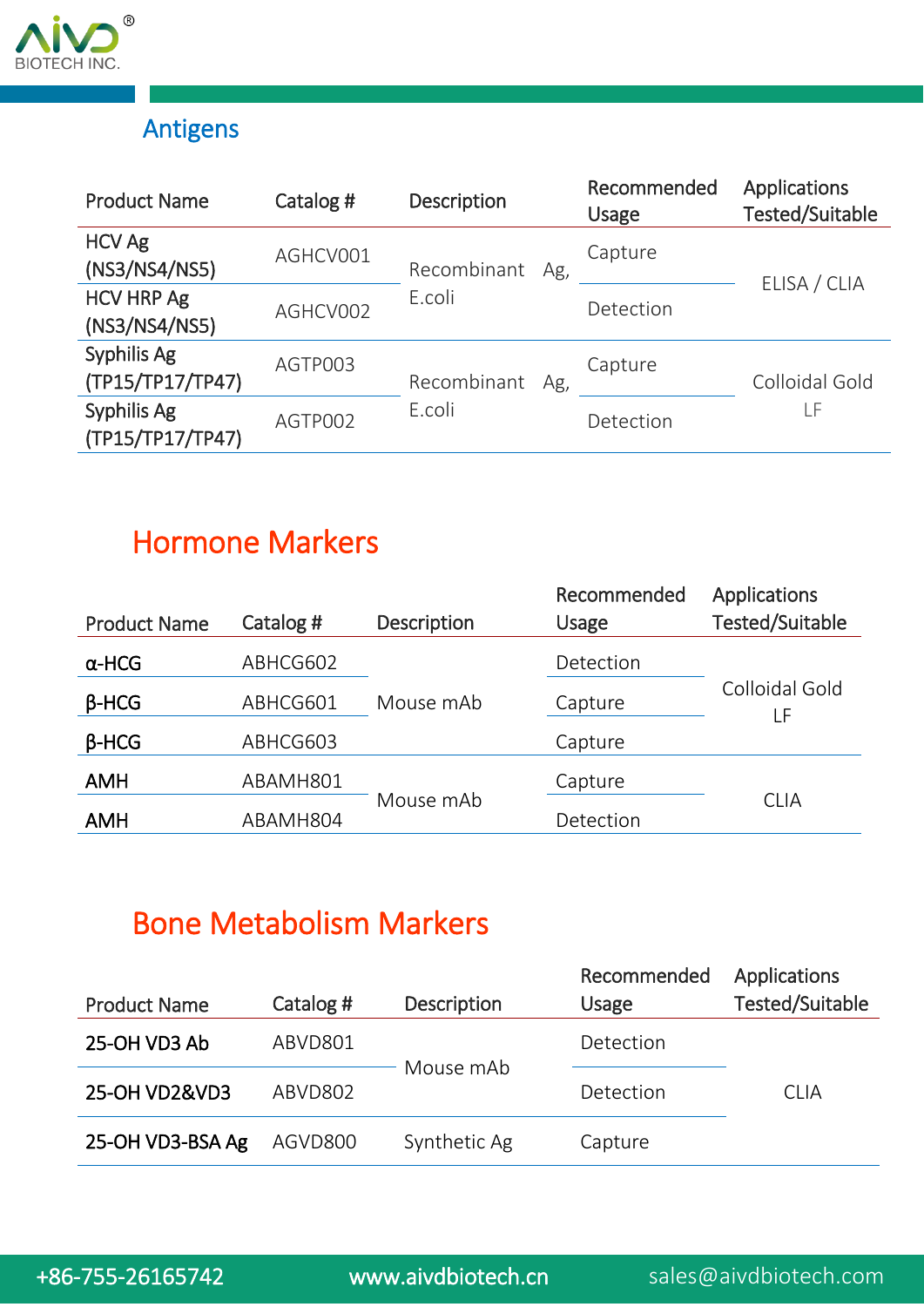## Antigens

| Product Name | Catalog # | Description | Recommended Usage | Applications Tested/Suitable |
|---|---|---|---|---|
| HCV Ag (NS3/NS4/NS5) | AGHCV001 | Recombinant Ag, E.coli | Capture | ELISA / CLIA |
| HCV HRP Ag (NS3/NS4/NS5) | AGHCV002 | | Detection | |
| Syphilis Ag (TP15/TP17/TP47) | AGTP003 | Recombinant Ag, E.coli | Capture | Colloidal Gold LF |
| Syphilis Ag (TP15/TP17/TP47) | AGTP002 | | Detection | |

## Hormone Markers

| Product Name | Catalog # | Description | Recommended Usage | Applications Tested/Suitable |
|---|---|---|---|---|
| α-HCG | ABHCG602 | Mouse mAb | Detection | Colloidal Gold LF |
| β-HCG | ABHCG601 | | Capture | |
| β-HCG | ABHCG603 | | Capture | |
| AMH | ABAMH801 | Mouse mAb | Capture | CLIA |
| AMH | ABAMH804 | | Detection | |

## Bone Metabolism Markers

| Product Name | Catalog # | Description | Recommended Usage | Applications Tested/Suitable |
|---|---|---|---|---|
| 25-OH VD3 Ab | ABVD801 | Mouse mAb | Detection | CLIA |
| 25-OH VD2&VD3 | ABVD802 | | Detection | |
| 25-OH VD3-BSA Ag | AGVD800 | Synthetic Ag | Capture | |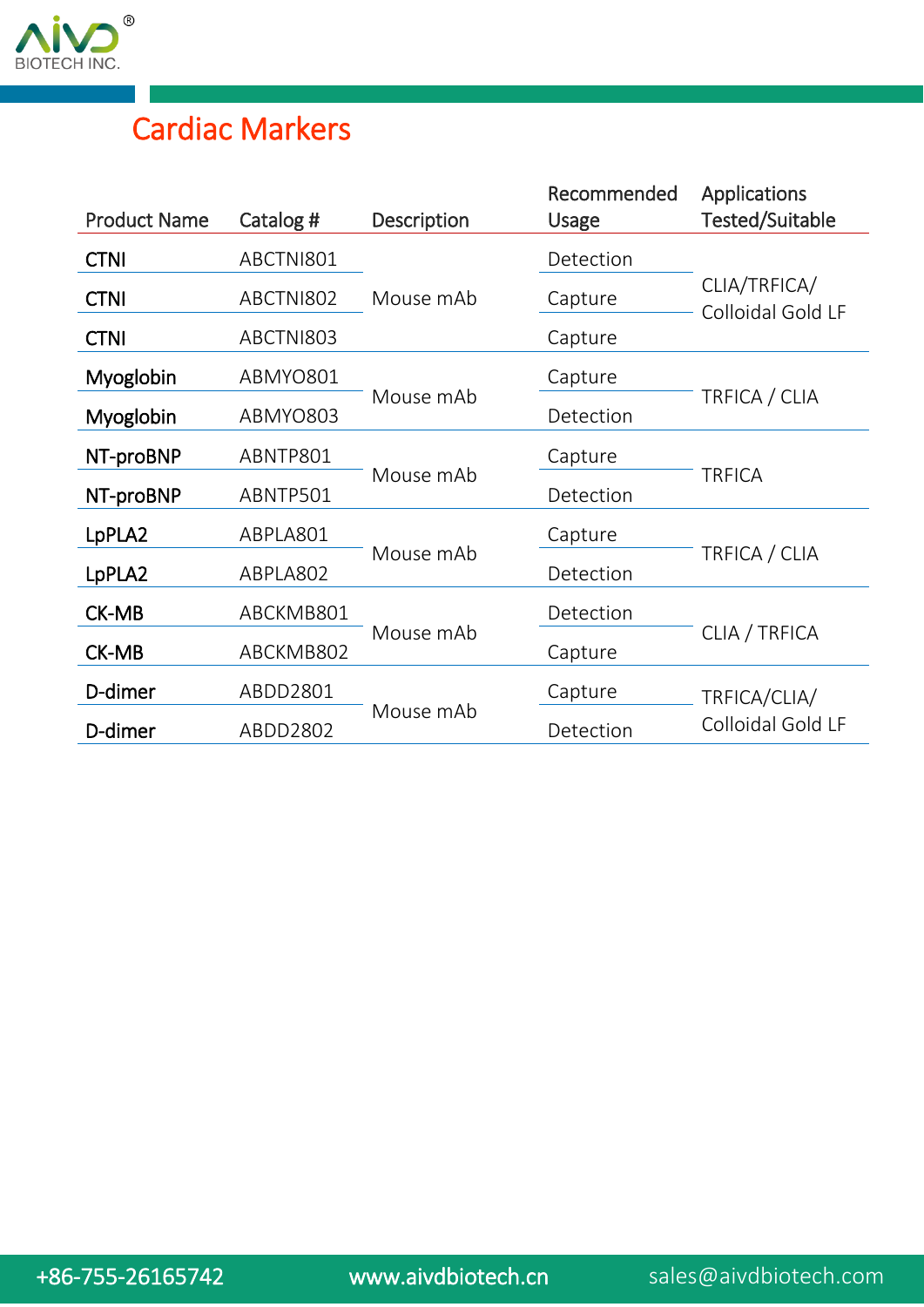# Cardiac Markers

| Product Name | Catalog # | Description | Recommended Usage | Applications Tested/Suitable |
|---|---|---|---|---|
| CTNI | ABCTNI801 | Mouse mAb | Detection | CLIA/TRFICA/ Colloidal Gold LF |
| CTNI | ABCTNI802 | | Capture | |
| CTNI | ABCTNI803 | | Capture | |
| Myoglobin | ABMYO801 | Mouse mAb | Capture | TRFICA / CLIA |
| Myoglobin | ABMYO803 | | Detection | |
| NT-proBNP | ABNTP801 | Mouse mAb | Capture | TRFICA |
| NT-proBNP | ABNTP501 | | Detection | |
| LpPLA2 | ABPLA801 | Mouse mAb | Capture | TRFICA / CLIA |
| LpPLA2 | ABPLA802 | | Detection | |
| CK-MB | ABCKMB801 | Mouse mAb | Detection | CLIA / TRFICA |
| CK-MB | ABCKMB802 | | Capture | |
| D-dimer | ABDD2801 | Mouse mAb | Capture | TRFICA/CLIA/ Colloidal Gold LF |
| D-dimer | ABDD2802 | | Detection | |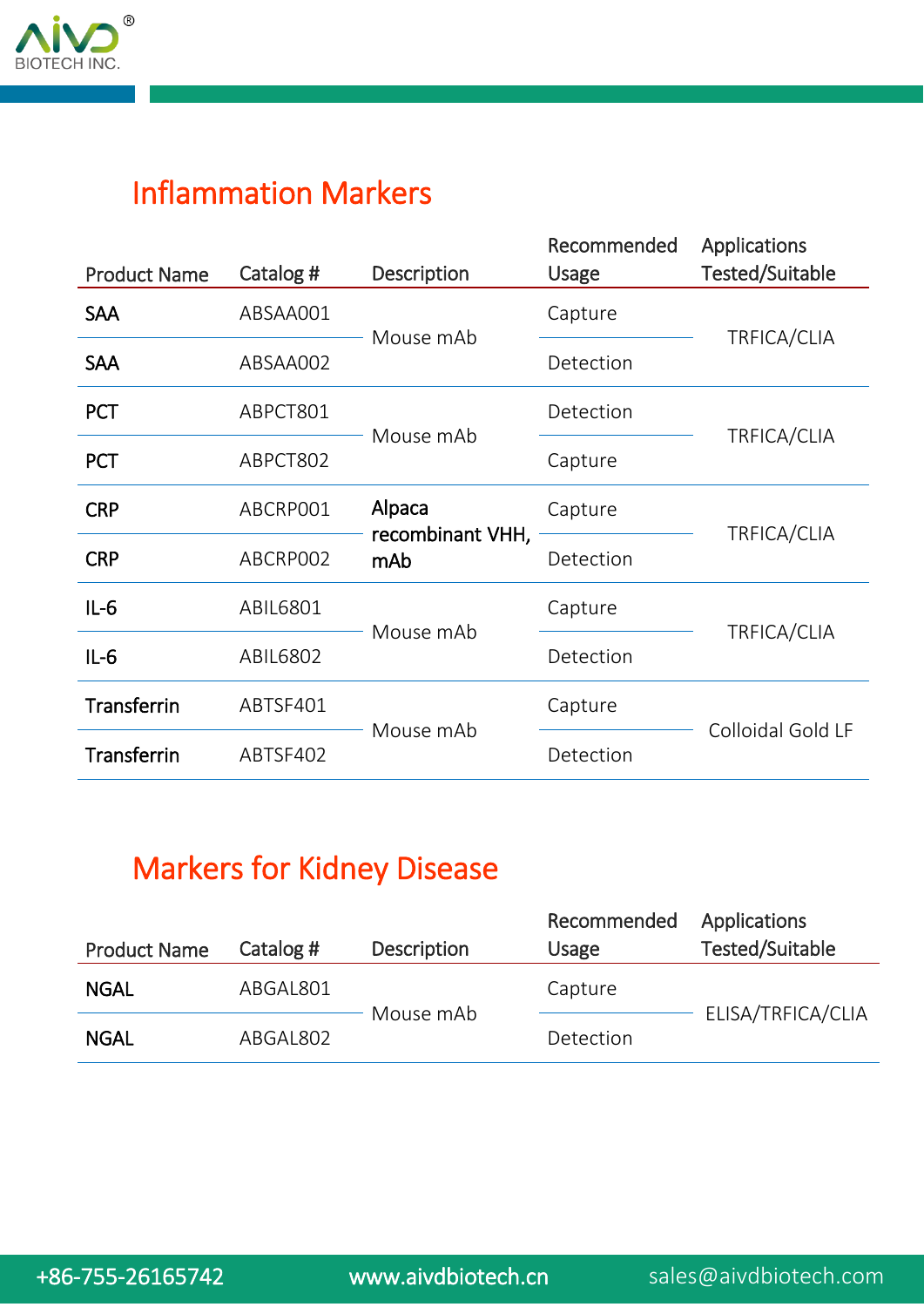## Inflammation Markers

| Product Name | Catalog # | Description | Recommended Usage | Applications Tested/Suitable |
|---|---|---|---|---|
| SAA | ABSAA001 | Mouse mAb | Capture | TRFICA/CLIA |
| SAA | ABSAA002 | | Detection | |
| PCT | ABPCT801 | Mouse mAb | Detection | TRFICA/CLIA |
| PCT | ABPCT802 | | Capture | |
| CRP | ABCRP001 | Alpaca recombinant VHH, mAb | Capture | TRFICA/CLIA |
| CRP | ABCRP002 | | Detection | |
| IL-6 | ABIL6801 | Mouse mAb | Capture | TRFICA/CLIA |
| IL-6 | ABIL6802 | | Detection | |
| Transferrin | ABTSF401 | Mouse mAb | Capture | Colloidal Gold LF |
| Transferrin | ABTSF402 | | Detection | |

## Markers for Kidney Disease

| Product Name | Catalog # | Description | Recommended Usage | Applications Tested/Suitable |
|---|---|---|---|---|
| NGAL | ABGAL801 | Mouse mAb | Capture | ELISA/TRFICA/CLIA |
| NGAL | ABGAL802 | | Detection | |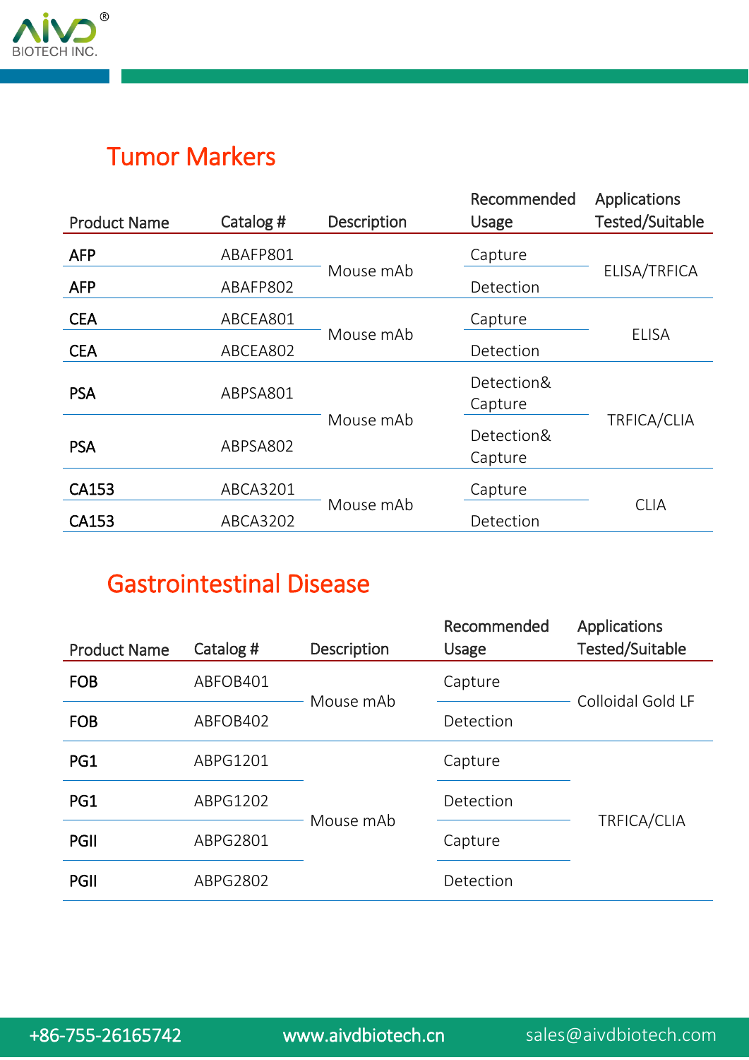## Tumor Markers

| Product Name | Catalog # | Description | Recommended Usage | Applications Tested/Suitable |
|---|---|---|---|---|
| AFP | ABAFP801 | Mouse mAb | Capture | ELISA/TRFICA |
| AFP | ABAFP802 | | Detection | |
| CEA | ABCEA801 | Mouse mAb | Capture | ELISA |
| CEA | ABCEA802 | | Detection | |
| PSA | ABPSA801 | Mouse mAb | Detection& Capture | TRFICA/CLIA |
| PSA | ABPSA802 | | Detection& Capture | |
| CA153 | ABCA3201 | Mouse mAb | Capture | CLIA |
| CA153 | ABCA3202 | | Detection | |

## Gastrointestinal Disease

| Product Name | Catalog # | Description | Recommended Usage | Applications Tested/Suitable |
|---|---|---|---|---|
| FOB | ABFOB401 | Mouse mAb | Capture | Colloidal Gold LF |
| FOB | ABFOB402 | | Detection | |
| PG1 | ABPG1201 | Mouse mAb | Capture | TRFICA/CLIA |
| PG1 | ABPG1202 | | Detection | |
| PGII | ABPG2801 | | Capture | |
| PGII | ABPG2802 | | Detection | |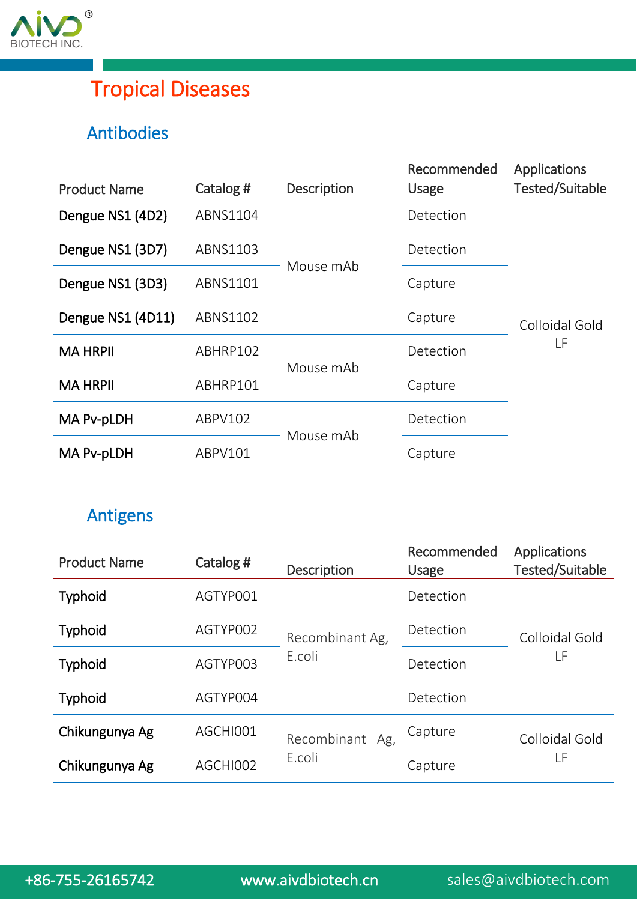# Tropical Diseases

## Antibodies

| Product Name | Catalog # | Description | Recommended Usage | Applications Tested/Suitable |
|---|---|---|---|---|
| Dengue NS1 (4D2) | ABNS1104 | Mouse mAb | Detection | Colloidal Gold LF |
| Dengue NS1 (3D7) | ABNS1103 | | Detection | |
| Dengue NS1 (3D3) | ABNS1101 | | Capture | |
| Dengue NS1 (4D11) | ABNS1102 | | Capture | |
| MA HRPII | ABHRP102 | Mouse mAb | Detection | |
| MA HRPII | ABHRP101 | | Capture | |
| MA Pv-pLDH | ABPV102 | Mouse mAb | Detection | |
| MA Pv-pLDH | ABPV101 | | Capture | |

## Antigens

| Product Name | Catalog # | Description | Recommended Usage | Applications Tested/Suitable |
|---|---|---|---|---|
| Typhoid | AGTYP001 | Recombinant Ag, E.coli | Detection | Colloidal Gold LF |
| Typhoid | AGTYP002 | | Detection | |
| Typhoid | AGTYP003 | | Detection | |
| Typhoid | AGTYP004 | | Detection | |
| Chikungunya Ag | AGCHI001 | Recombinant Ag, E.coli | Capture | Colloidal Gold LF |
| Chikungunya Ag | AGCHI002 | | Capture | |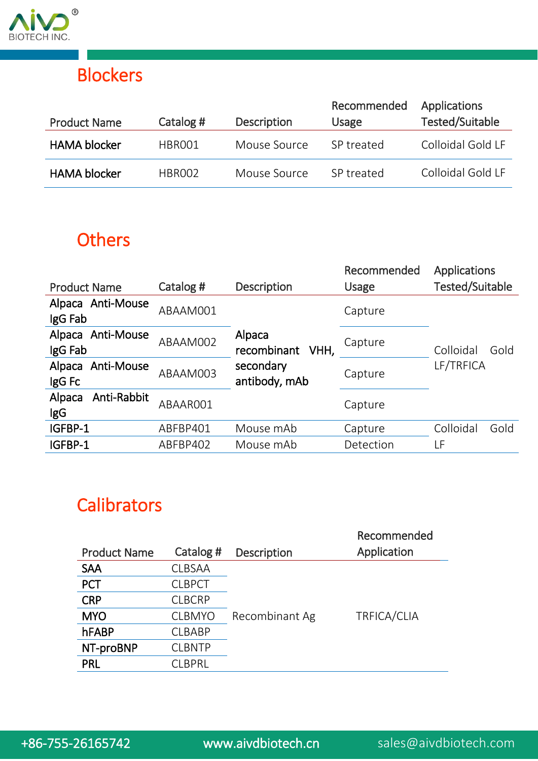## Blockers

| Product Name | Catalog # | Description | Recommended Usage | Applications Tested/Suitable |
|---|---|---|---|---|
| HAMA blocker | HBR001 | Mouse Source | SP treated | Colloidal Gold LF |
| HAMA blocker | HBR002 | Mouse Source | SP treated | Colloidal Gold LF |

## Others

| Product Name | Catalog # | Description | Recommended Usage | Applications Tested/Suitable |
|---|---|---|---|---|
| Alpaca Anti-Mouse IgG Fab | ABAAM001 | Alpaca recombinant VHH, secondary antibody, mAb | Capture | Colloidal Gold LF/TRFICA |
| Alpaca Anti-Mouse IgG Fab | ABAAM002 | Alpaca recombinant VHH, secondary antibody, mAb | Capture | Colloidal Gold LF/TRFICA |
| Alpaca Anti-Mouse IgG Fc | ABAAM003 | Alpaca recombinant VHH, secondary antibody, mAb | Capture | Colloidal Gold LF/TRFICA |
| Alpaca Anti-Rabbit IgG | ABAAR001 | Alpaca recombinant VHH, secondary antibody, mAb | Capture | Colloidal Gold LF/TRFICA |
| IGFBP-1 | ABFBP401 | Mouse mAb | Capture | Colloidal Gold LF |
| IGFBP-1 | ABFBP402 | Mouse mAb | Detection | Colloidal Gold LF |

## Calibrators

| Product Name | Catalog # | Description | Recommended Application |
|---|---|---|---|
| SAA | CLBSAA | Recombinant Ag | TRFICA/CLIA |
| PCT | CLBPCT | Recombinant Ag | TRFICA/CLIA |
| CRP | CLBCRP | Recombinant Ag | TRFICA/CLIA |
| MYO | CLBMYO | Recombinant Ag | TRFICA/CLIA |
| hFABP | CLBABP | Recombinant Ag | TRFICA/CLIA |
| NT-proBNP | CLBNTP | Recombinant Ag | TRFICA/CLIA |
| PRL | CLBPRL | Recombinant Ag | TRFICA/CLIA |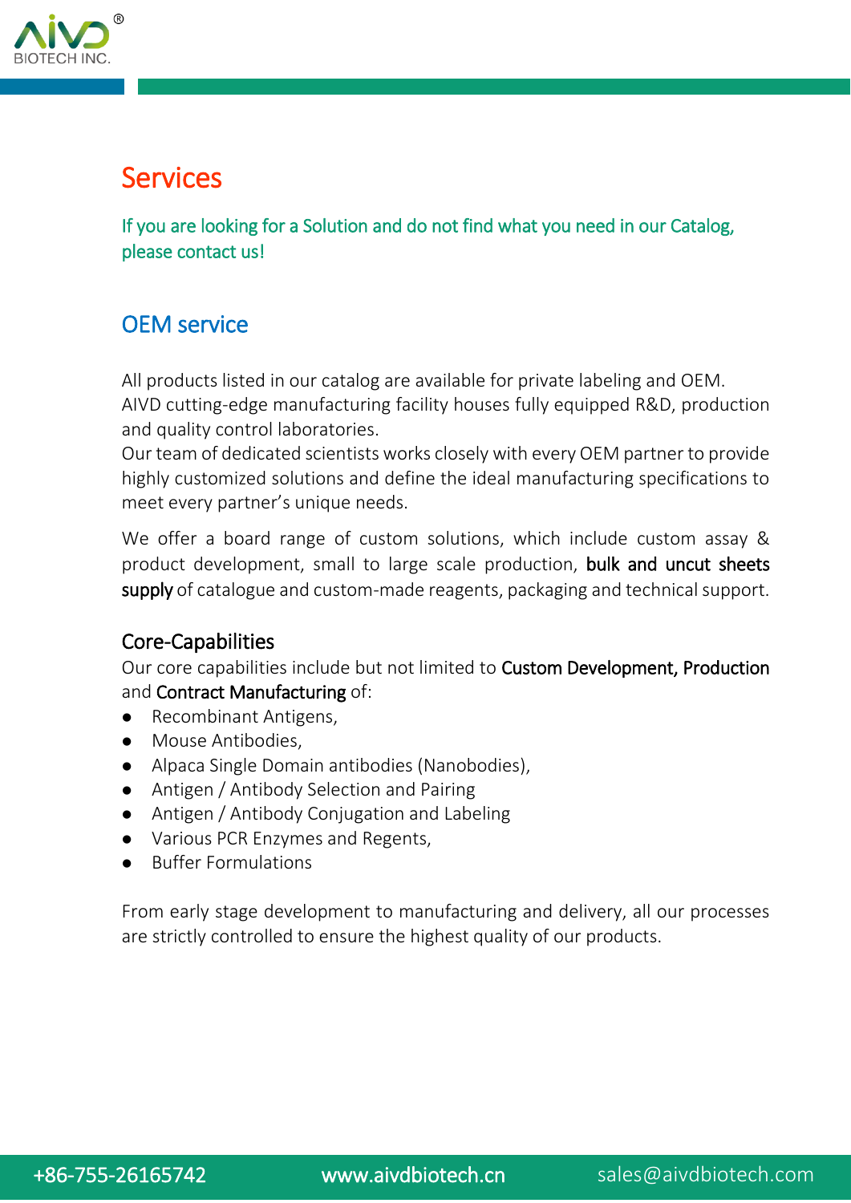# Services

If you are looking for a Solution and do not find what you need in our Catalog, please contact us!

## OEM service

All products listed in our catalog are available for private labeling and OEM.
AIVD cutting-edge manufacturing facility houses fully equipped R&D, production and quality control laboratories.
Our team of dedicated scientists works closely with every OEM partner to provide highly customized solutions and define the ideal manufacturing specifications to meet every partner's unique needs.

We offer a board range of custom solutions, which include custom assay & product development, small to large scale production, bulk and uncut sheets supply of catalogue and custom-made reagents, packaging and technical support.

### Core-Capabilities

Our core capabilities include but not limited to Custom Development, Production and Contract Manufacturing of:

- Recombinant Antigens,
- Mouse Antibodies,
- Alpaca Single Domain antibodies (Nanobodies),
- Antigen / Antibody Selection and Pairing
- Antigen / Antibody Conjugation and Labeling
- Various PCR Enzymes and Regents,
- Buffer Formulations

From early stage development to manufacturing and delivery, all our processes are strictly controlled to ensure the highest quality of our products.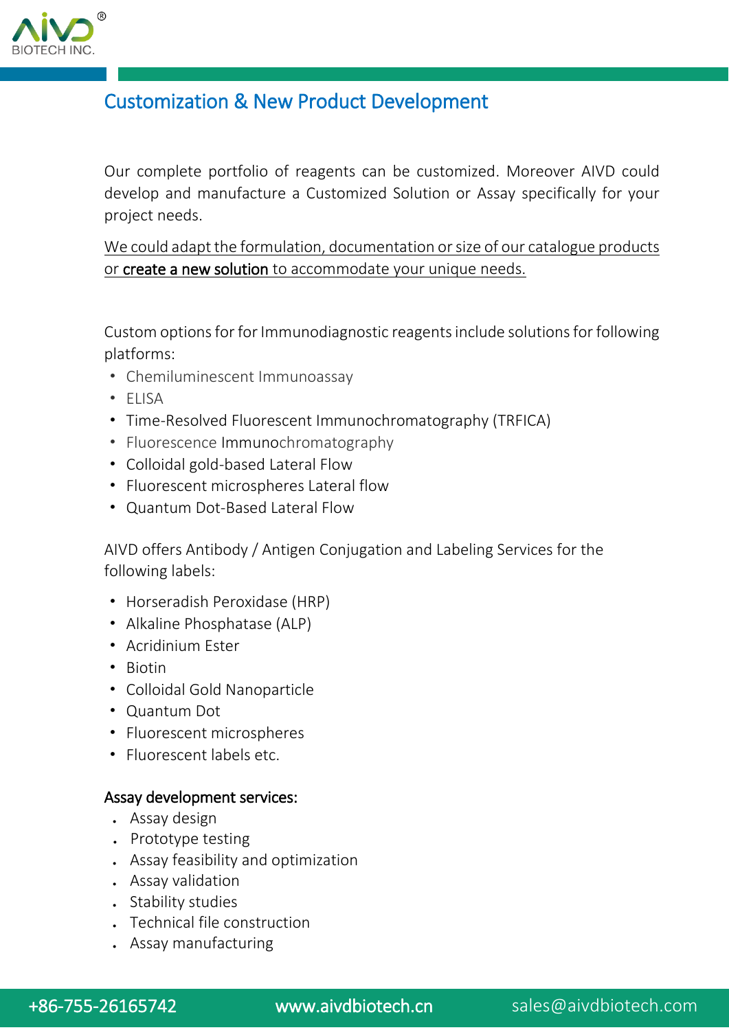## Customization & New Product Development

Our complete portfolio of reagents can be customized. Moreover AIVD could develop and manufacture a Customized Solution or Assay specifically for your project needs.

We could adapt the formulation, documentation or size of our catalogue products or **create a new solution** to accommodate your unique needs.

Custom options for for Immunodiagnostic reagents include solutions for following platforms:

- Chemiluminescent Immunoassay
- ELISA
- Time-Resolved Fluorescent Immunochromatography (TRFICA)
- Fluorescence Immunochromatography
- Colloidal gold-based Lateral Flow
- Fluorescent microspheres Lateral flow
- Quantum Dot-Based Lateral Flow

AIVD offers Antibody / Antigen Conjugation and Labeling Services for the following labels:

- Horseradish Peroxidase (HRP)
- Alkaline Phosphatase (ALP)
- Acridinium Ester
- Biotin
- Colloidal Gold Nanoparticle
- Quantum Dot
- Fluorescent microspheres
- Fluorescent labels etc.

**Assay development services:**

- Assay design
- Prototype testing
- Assay feasibility and optimization
- Assay validation
- Stability studies
- Technical file construction
- Assay manufacturing

+86-755-26165742 www.aivdbiotech.cn sales@aivdbiotech.com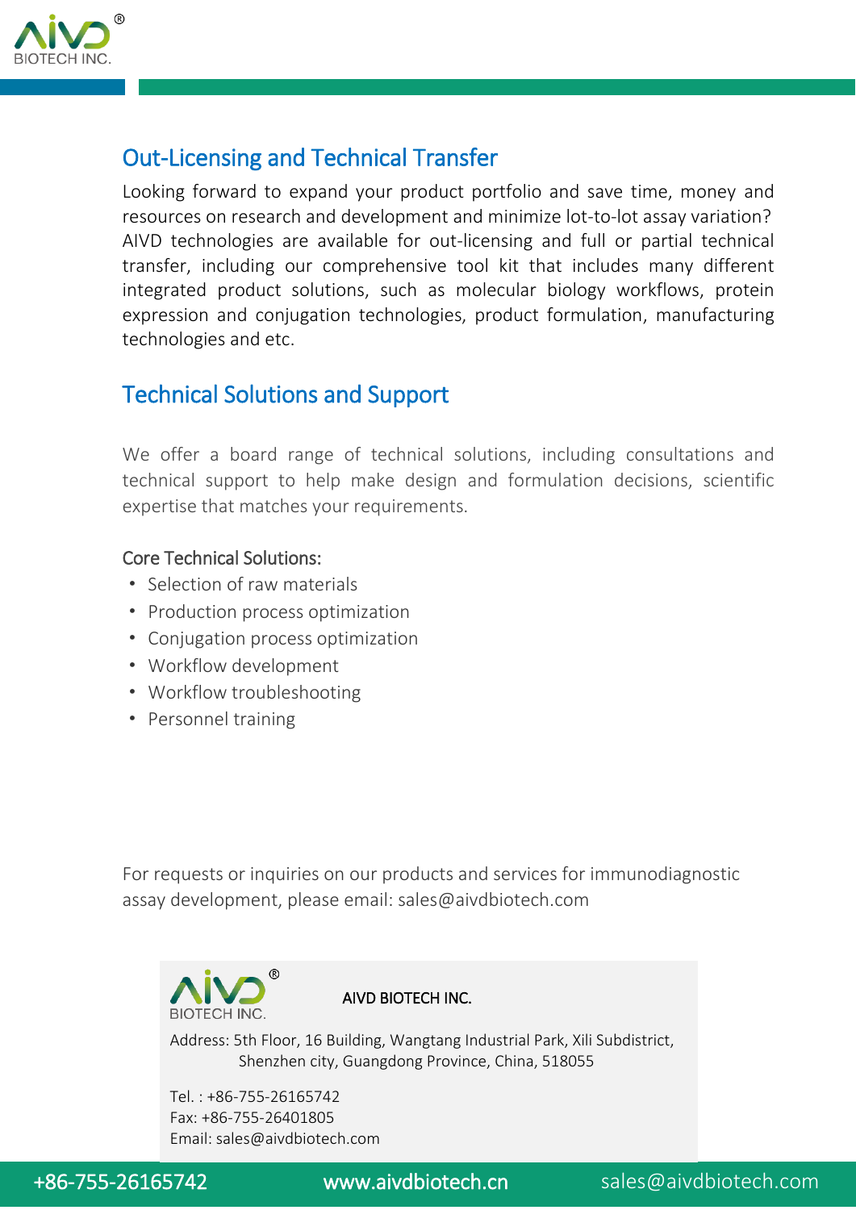## Out-Licensing and Technical Transfer

Looking forward to expand your product portfolio and save time, money and resources on research and development and minimize lot-to-lot assay variation? AIVD technologies are available for out-licensing and full or partial technical transfer, including our comprehensive tool kit that includes many different integrated product solutions, such as molecular biology workflows, protein expression and conjugation technologies, product formulation, manufacturing technologies and etc.

## Technical Solutions and Support

We offer a board range of technical solutions, including consultations and technical support to help make design and formulation decisions, scientific expertise that matches your requirements.

Core Technical Solutions:

- Selection of raw materials
- Production process optimization
- Conjugation process optimization
- Workflow development
- Workflow troubleshooting
- Personnel training

For requests or inquiries on our products and services for immunodiagnostic assay development, please email: sales@aivdbiotech.com

AIVD BIOTECH INC.

Address: 5th Floor, 16 Building, Wangtang Industrial Park, Xili Subdistrict, Shenzhen city, Guangdong Province, China, 518055

Tel. : +86-755-26165742
Fax: +86-755-26401805
Email: sales@aivdbiotech.com